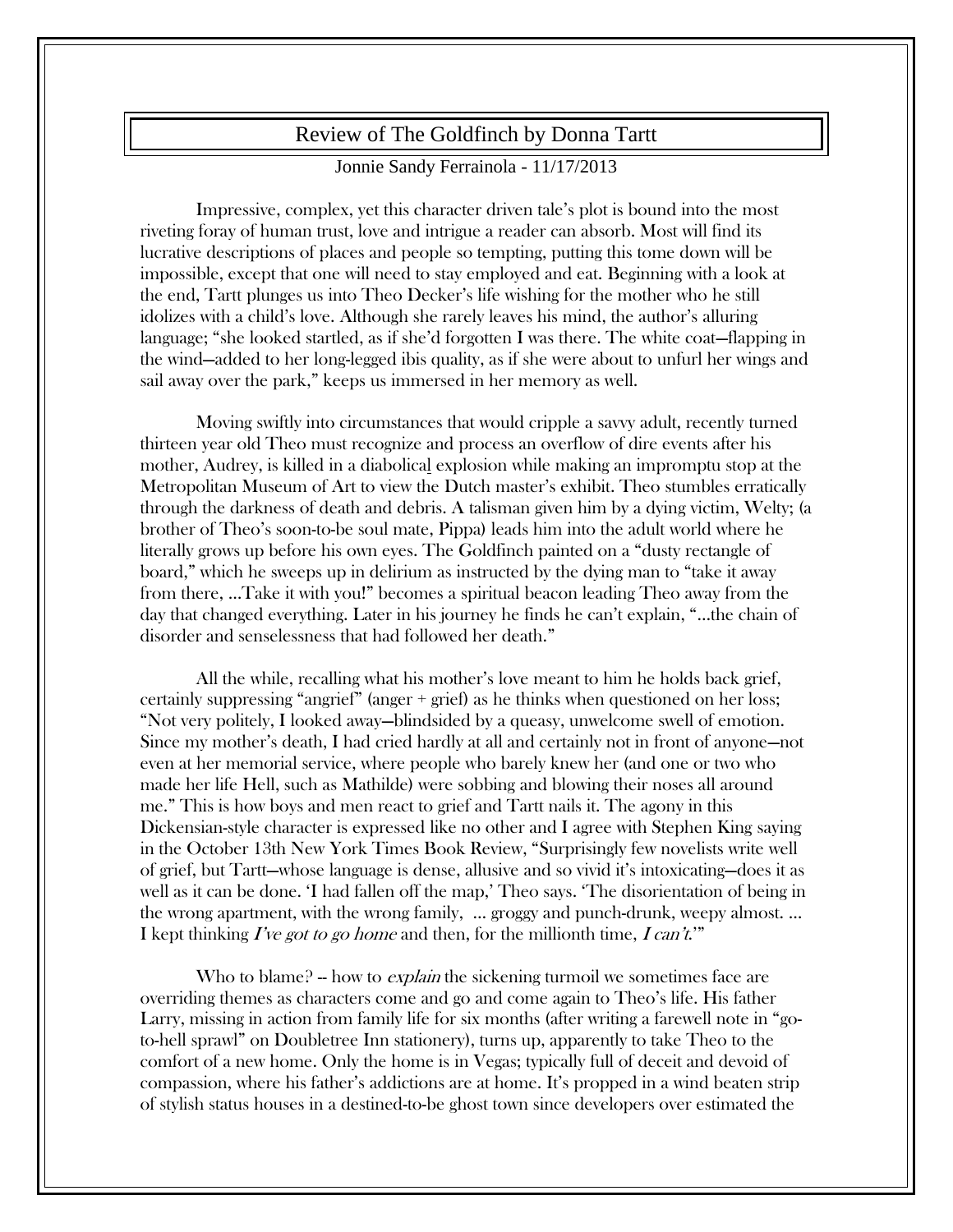# Review of The Goldfinch by Donna Tartt

Jonnie Sandy Ferrainola - 11/17/2013

Impressive, complex, yet this character driven tale's plot is bound into the most riveting foray of human trust, love and intrigue a reader can absorb. Most will find its lucrative descriptions of places and people so tempting, putting this tome down will be impossible, except that one will need to stay employed and eat. Beginning with a look at the end, Tartt plunges us into Theo Decker's life wishing for the mother who he still idolizes with a child's love. Although she rarely leaves his mind, the author's alluring language; "she looked startled, as if she'd forgotten I was there. The white coat—flapping in the wind—added to her long-legged ibis quality, as if she were about to unfurl her wings and sail away over the park," keeps us immersed in her memory as well.

Moving swiftly into circumstances that would cripple a savvy adult, recently turned thirteen year old Theo must recognize and process an overflow of dire events after his mother, Audrey, is killed in a diabolical explosion while making an impromptu stop at the Metropolitan Museum of Art to view the Dutch master's exhibit. Theo stumbles erratically through the darkness of death and debris. A talisman given him by a dying victim, Welty; (a brother of Theo's soon-to-be soul mate, Pippa) leads him into the adult world where he literally grows up before his own eyes. The Goldfinch painted on a "dusty rectangle of board," which he sweeps up in delirium as instructed by the dying man to "take it away from there, …Take it with you!" becomes a spiritual beacon leading Theo away from the day that changed everything. Later in his journey he finds he can't explain, "…the chain of disorder and senselessness that had followed her death."

All the while, recalling what his mother's love meant to him he holds back grief, certainly suppressing "angrief" (anger + grief) as he thinks when questioned on her loss; "Not very politely, I looked away—blindsided by a queasy, unwelcome swell of emotion. Since my mother's death, I had cried hardly at all and certainly not in front of anyone—not even at her memorial service, where people who barely knew her (and one or two who made her life Hell, such as Mathilde) were sobbing and blowing their noses all around me." This is how boys and men react to grief and Tartt nails it. The agony in this Dickensian-style character is expressed like no other and I agree with Stephen King saying in the October 13th New York Times Book Review, "Surprisingly few novelists write well of grief, but Tartt—whose language is dense, allusive and so vivid it's intoxicating—does it as well as it can be done. 'I had fallen off the map,' Theo says. 'The disorientation of being in the wrong apartment, with the wrong family, … groggy and punch-drunk, weepy almost. … I kept thinking *I've got to go home* and then, for the millionth time, *I can't*.'"

Who to blame? -- how to *explain* the sickening turmoil we sometimes face are overriding themes as characters come and go and come again to Theo's life. His father Larry, missing in action from family life for six months (after writing a farewell note in "go-to-hell sprawl" on Doubletree Inn stationery), turns up, apparently to take Theo to the comfort of a new home. Only the home is in Vegas; typically full of deceit and devoid of compassion, where his father's addictions are at home. It's propped in a wind beaten strip of stylish status houses in a destined-to-be ghost town since developers over estimated the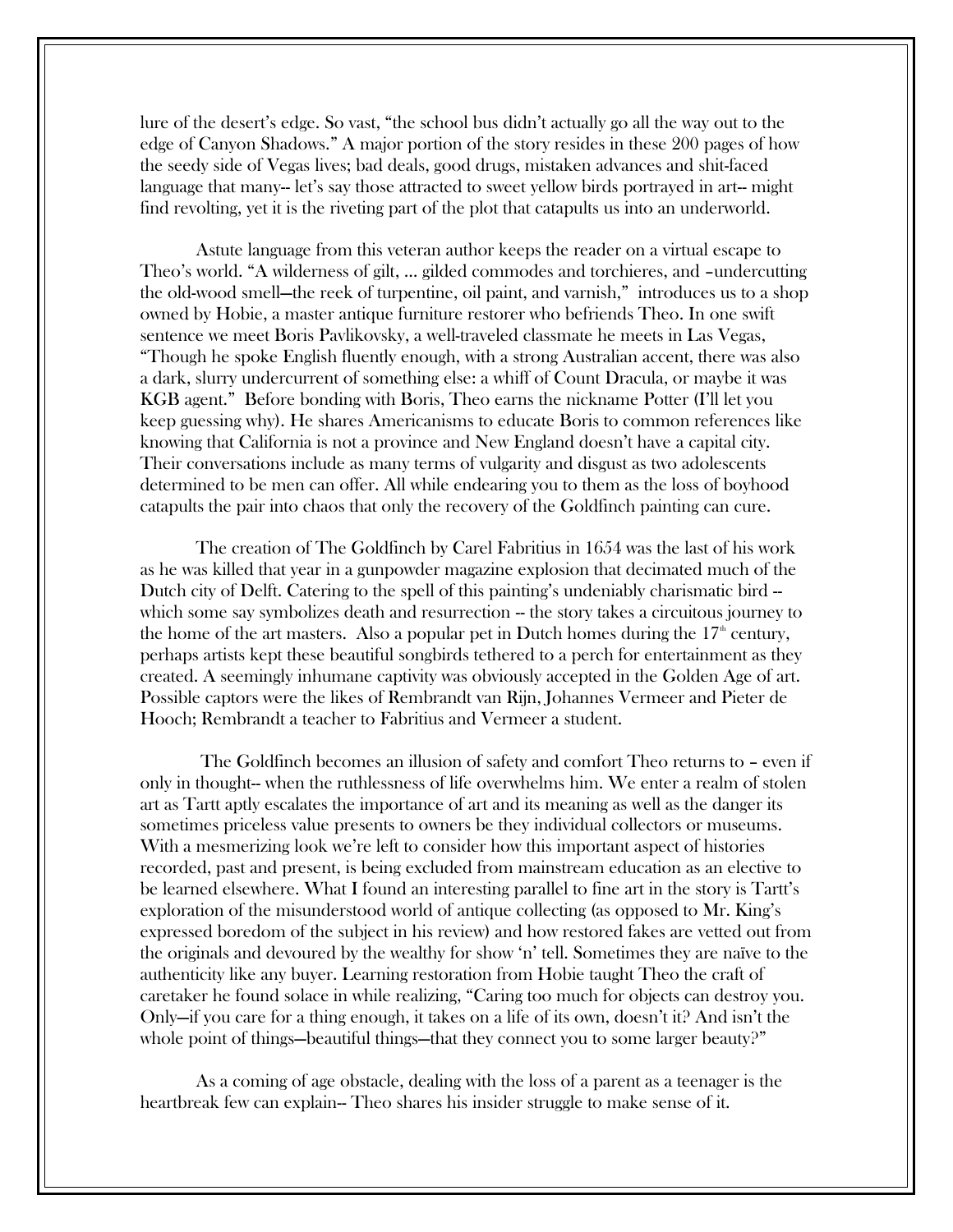lure of the desert's edge. So vast, "the school bus didn't actually go all the way out to the edge of Canyon Shadows." A major portion of the story resides in these 200 pages of how the seedy side of Vegas lives; bad deals, good drugs, mistaken advances and shit-faced language that many-- let's say those attracted to sweet yellow birds portrayed in art-- might find revolting, yet it is the riveting part of the plot that catapults us into an underworld.

Astute language from this veteran author keeps the reader on a virtual escape to Theo's world. "A wilderness of gilt, ... gilded commodes and torchieres, and –undercutting the old-wood smell—the reek of turpentine, oil paint, and varnish," introduces us to a shop owned by Hobie, a master antique furniture restorer who befriends Theo. In one swift sentence we meet Boris Pavlikovsky, a well-traveled classmate he meets in Las Vegas, "Though he spoke English fluently enough, with a strong Australian accent, there was also a dark, slurry undercurrent of something else: a whiff of Count Dracula, or maybe it was KGB agent." Before bonding with Boris, Theo earns the nickname Potter (I'll let you keep guessing why). He shares Americanisms to educate Boris to common references like knowing that California is not a province and New England doesn't have a capital city. Their conversations include as many terms of vulgarity and disgust as two adolescents determined to be men can offer. All while endearing you to them as the loss of boyhood catapults the pair into chaos that only the recovery of the Goldfinch painting can cure.

The creation of The Goldfinch by Carel Fabritius in 1654 was the last of his work as he was killed that year in a gunpowder magazine explosion that decimated much of the Dutch city of Delft. Catering to the spell of this painting's undeniably charismatic bird -- which some say symbolizes death and resurrection -- the story takes a circuitous journey to the home of the art masters. Also a popular pet in Dutch homes during the 17th century, perhaps artists kept these beautiful songbirds tethered to a perch for entertainment as they created. A seemingly inhumane captivity was obviously accepted in the Golden Age of art. Possible captors were the likes of Rembrandt van Rijn, Johannes Vermeer and Pieter de Hooch; Rembrandt a teacher to Fabritius and Vermeer a student.

The Goldfinch becomes an illusion of safety and comfort Theo returns to – even if only in thought-- when the ruthlessness of life overwhelms him. We enter a realm of stolen art as Tartt aptly escalates the importance of art and its meaning as well as the danger its sometimes priceless value presents to owners be they individual collectors or museums. With a mesmerizing look we're left to consider how this important aspect of histories recorded, past and present, is being excluded from mainstream education as an elective to be learned elsewhere. What I found an interesting parallel to fine art in the story is Tartt's exploration of the misunderstood world of antique collecting (as opposed to Mr. King's expressed boredom of the subject in his review) and how restored fakes are vetted out from the originals and devoured by the wealthy for show 'n' tell. Sometimes they are naïve to the authenticity like any buyer. Learning restoration from Hobie taught Theo the craft of caretaker he found solace in while realizing, "Caring too much for objects can destroy you. Only—if you care for a thing enough, it takes on a life of its own, doesn't it? And isn't the whole point of things—beautiful things—that they connect you to some larger beauty?"

As a coming of age obstacle, dealing with the loss of a parent as a teenager is the heartbreak few can explain-- Theo shares his insider struggle to make sense of it.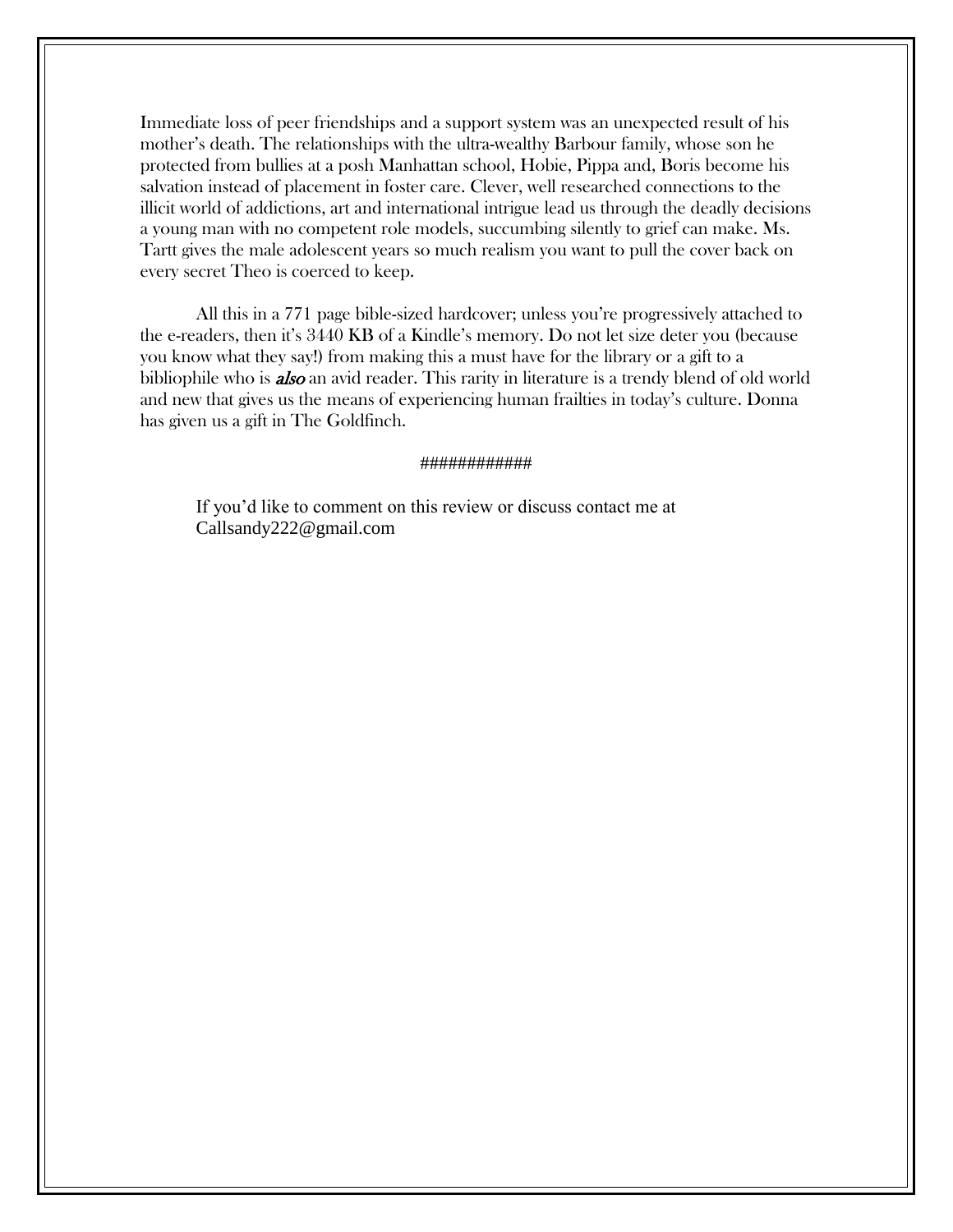Immediate loss of peer friendships and a support system was an unexpected result of his mother's death. The relationships with the ultra-wealthy Barbour family, whose son he protected from bullies at a posh Manhattan school, Hobie, Pippa and, Boris become his salvation instead of placement in foster care. Clever, well researched connections to the illicit world of addictions, art and international intrigue lead us through the deadly decisions a young man with no competent role models, succumbing silently to grief can make. Ms. Tartt gives the male adolescent years so much realism you want to pull the cover back on every secret Theo is coerced to keep.

All this in a 771 page bible-sized hardcover; unless you're progressively attached to the e-readers, then it's 3440 KB of a Kindle's memory. Do not let size deter you (because you know what they say!) from making this a must have for the library or a gift to a bibliophile who is ***also*** an avid reader. This rarity in literature is a trendy blend of old world and new that gives us the means of experiencing human frailties in today's culture. Donna has given us a gift in The Goldfinch.

############

If you'd like to comment on this review or discuss contact me at Callsandy222@gmail.com